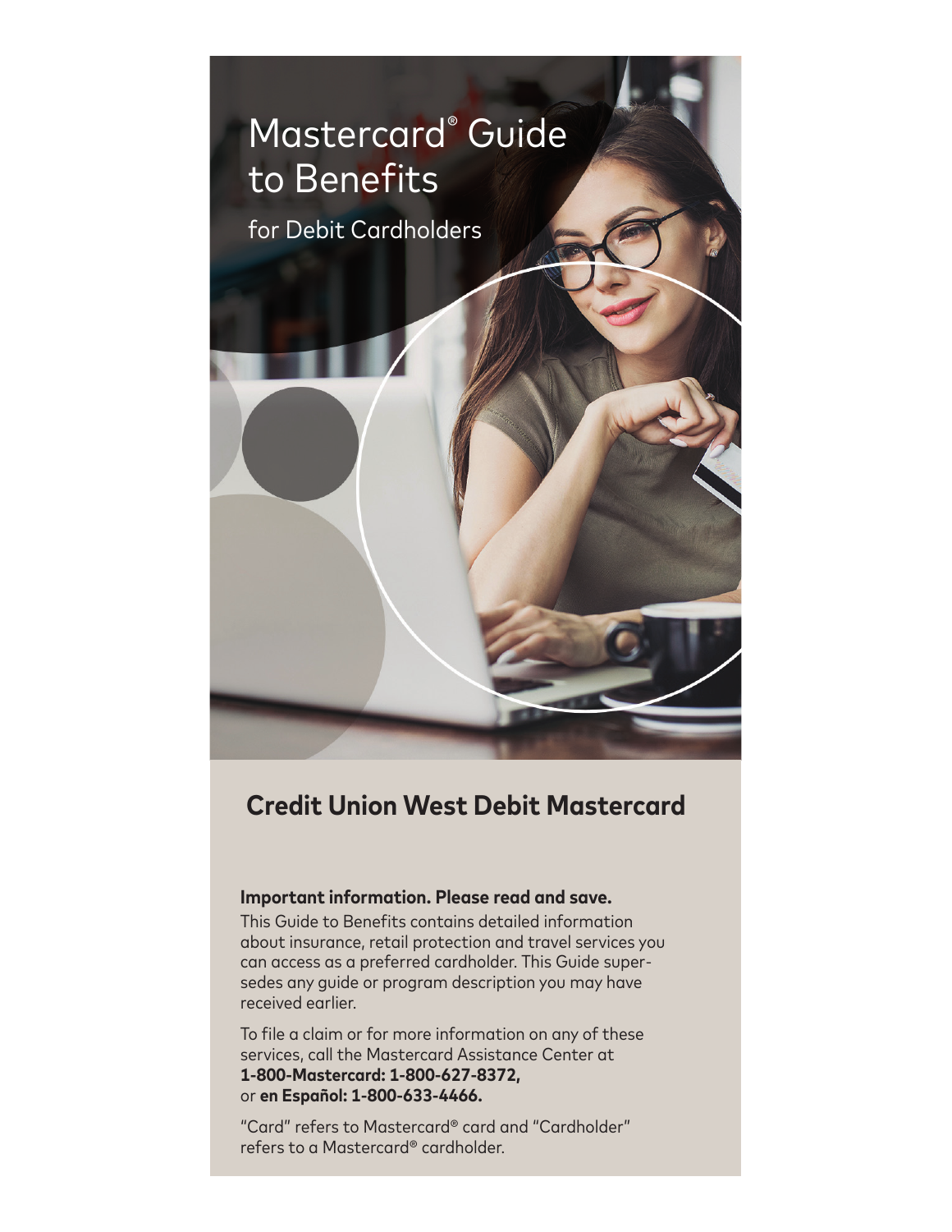# Mastercard® Guide to Benefits

for Debit Cardholders

## Credit Union West Debit Mastercard

**Important information. Please read and save.**

This Guide to Benefits contains detailed information about insurance, retail protection and travel services you can access as a preferred cardholder. This Guide supersedes any guide or program description you may have received earlier.

To file a claim or for more information on any of these services, call the Mastercard Assistance Center at **1-800-Mastercard: 1-800-627-8372,** or **en Español: 1-800-633-4466.**

"Card" refers to Mastercard® card and "Cardholder" refers to a Mastercard® cardholder.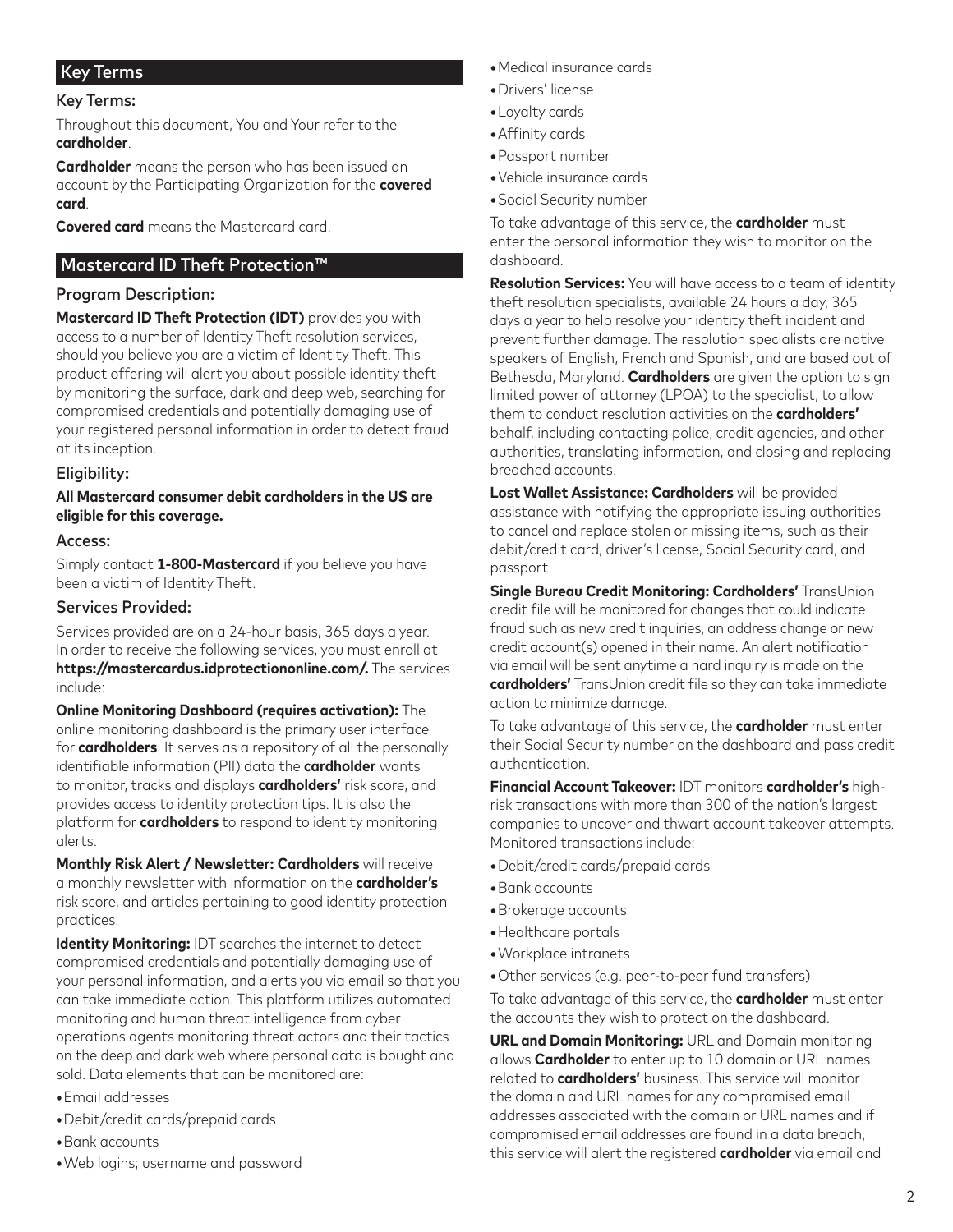## Key Terms

### Key Terms:

Throughout this document, You and Your refer to the **cardholder**.

**Cardholder** means the person who has been issued an account by the Participating Organization for the **covered card**.

**Covered card** means the Mastercard card.

## Mastercard ID Theft Protection™

### Program Description:

**Mastercard ID Theft Protection (IDT)** provides you with access to a number of Identity Theft resolution services, should you believe you are a victim of Identity Theft. This product offering will alert you about possible identity theft by monitoring the surface, dark and deep web, searching for compromised credentials and potentially damaging use of your registered personal information in order to detect fraud at its inception.

### Eligibility:

**All Mastercard consumer debit cardholders in the US are eligible for this coverage.**

### Access:

Simply contact **1-800-Mastercard** if you believe you have been a victim of Identity Theft.

### Services Provided:

Services provided are on a 24-hour basis, 365 days a year. In order to receive the following services, you must enroll at **https://mastercardus.idprotectiononline.com/.** The services include:

**Online Monitoring Dashboard (requires activation):** The online monitoring dashboard is the primary user interface for **cardholders**. It serves as a repository of all the personally identifiable information (PII) data the **cardholder** wants to monitor, tracks and displays **cardholders'** risk score, and provides access to identity protection tips. It is also the platform for **cardholders** to respond to identity monitoring alerts.

**Monthly Risk Alert / Newsletter: Cardholders** will receive a monthly newsletter with information on the **cardholder's** risk score, and articles pertaining to good identity protection practices.

**Identity Monitoring:** IDT searches the internet to detect compromised credentials and potentially damaging use of your personal information, and alerts you via email so that you can take immediate action. This platform utilizes automated monitoring and human threat intelligence from cyber operations agents monitoring threat actors and their tactics on the deep and dark web where personal data is bought and sold. Data elements that can be monitored are:

- Email addresses
- Debit/credit cards/prepaid cards
- Bank accounts
- Web logins; username and password
- Medical insurance cards
- Drivers' license
- Loyalty cards
- Affinity cards
- Passport number
- Vehicle insurance cards
- Social Security number

To take advantage of this service, the **cardholder** must enter the personal information they wish to monitor on the dashboard.

**Resolution Services:** You will have access to a team of identity theft resolution specialists, available 24 hours a day, 365 days a year to help resolve your identity theft incident and prevent further damage. The resolution specialists are native speakers of English, French and Spanish, and are based out of Bethesda, Maryland. **Cardholders** are given the option to sign limited power of attorney (LPOA) to the specialist, to allow them to conduct resolution activities on the **cardholders'** behalf, including contacting police, credit agencies, and other authorities, translating information, and closing and replacing breached accounts.

**Lost Wallet Assistance: Cardholders** will be provided assistance with notifying the appropriate issuing authorities to cancel and replace stolen or missing items, such as their debit/credit card, driver's license, Social Security card, and passport.

**Single Bureau Credit Monitoring: Cardholders'** TransUnion credit file will be monitored for changes that could indicate fraud such as new credit inquiries, an address change or new credit account(s) opened in their name. An alert notification via email will be sent anytime a hard inquiry is made on the **cardholders'** TransUnion credit file so they can take immediate action to minimize damage.

To take advantage of this service, the **cardholder** must enter their Social Security number on the dashboard and pass credit authentication.

**Financial Account Takeover:** IDT monitors **cardholder's** high-risk transactions with more than 300 of the nation's largest companies to uncover and thwart account takeover attempts. Monitored transactions include:

- Debit/credit cards/prepaid cards
- Bank accounts
- Brokerage accounts
- Healthcare portals
- Workplace intranets
- Other services (e.g. peer-to-peer fund transfers)

To take advantage of this service, the **cardholder** must enter the accounts they wish to protect on the dashboard.

**URL and Domain Monitoring:** URL and Domain monitoring allows **Cardholder** to enter up to 10 domain or URL names related to **cardholders'** business. This service will monitor the domain and URL names for any compromised email addresses associated with the domain or URL names and if compromised email addresses are found in a data breach, this service will alert the registered **cardholder** via email and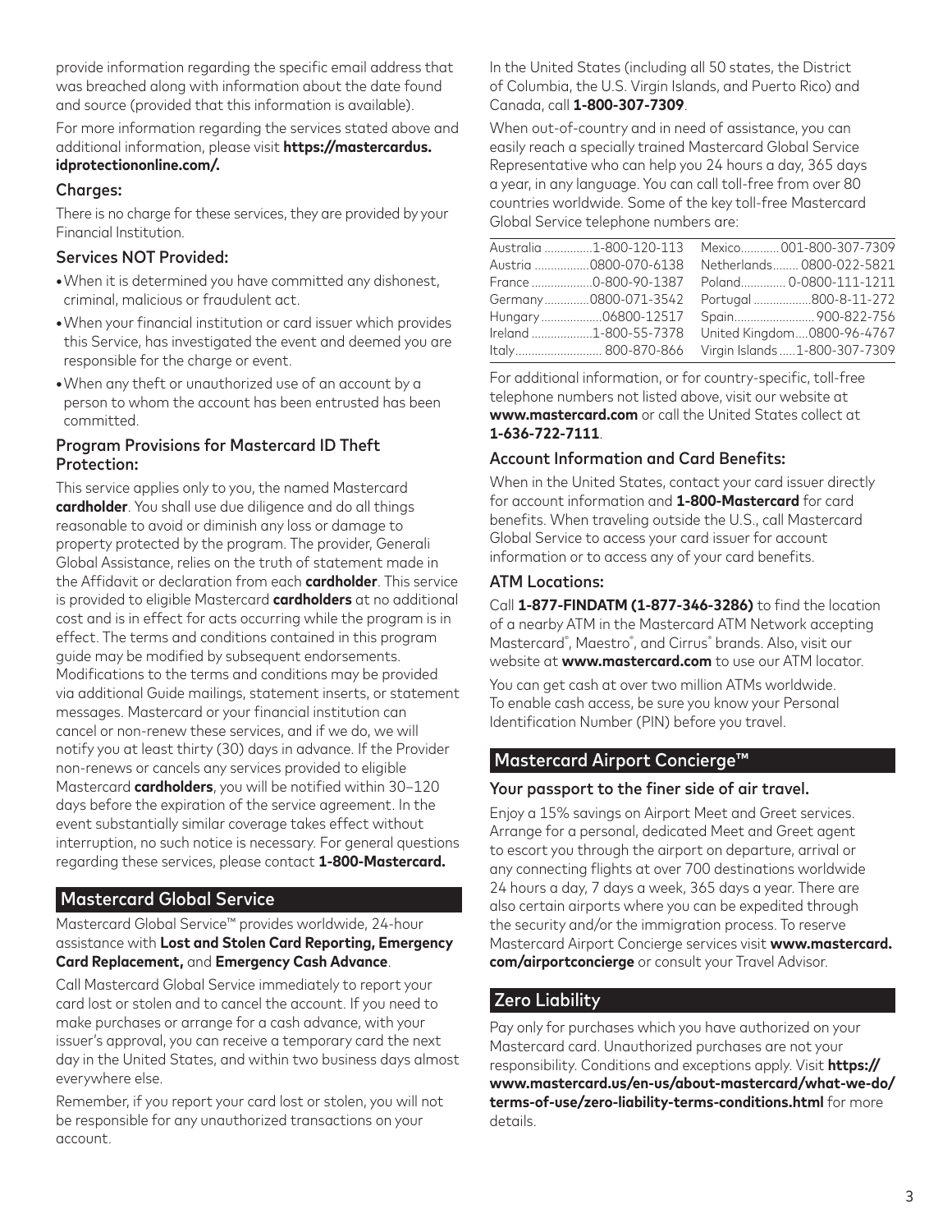provide information regarding the specific email address that was breached along with information about the date found and source (provided that this information is available).

For more information regarding the services stated above and additional information, please visit **https://mastercardus.idprotectiononline.com/.**

### Charges:

There is no charge for these services, they are provided by your Financial Institution.

### Services NOT Provided:

- When it is determined you have committed any dishonest, criminal, malicious or fraudulent act.
- When your financial institution or card issuer which provides this Service, has investigated the event and deemed you are responsible for the charge or event.
- When any theft or unauthorized use of an account by a person to whom the account has been entrusted has been committed.

### Program Provisions for Mastercard ID Theft Protection:

This service applies only to you, the named Mastercard **cardholder**. You shall use due diligence and do all things reasonable to avoid or diminish any loss or damage to property protected by the program. The provider, Generali Global Assistance, relies on the truth of statement made in the Affidavit or declaration from each **cardholder**. This service is provided to eligible Mastercard **cardholders** at no additional cost and is in effect for acts occurring while the program is in effect. The terms and conditions contained in this program guide may be modified by subsequent endorsements. Modifications to the terms and conditions may be provided via additional Guide mailings, statement inserts, or statement messages. Mastercard or your financial institution can cancel or non-renew these services, and if we do, we will notify you at least thirty (30) days in advance. If the Provider non-renews or cancels any services provided to eligible Mastercard **cardholders**, you will be notified within 30–120 days before the expiration of the service agreement. In the event substantially similar coverage takes effect without interruption, no such notice is necessary. For general questions regarding these services, please contact **1-800-Mastercard.**

## Mastercard Global Service

Mastercard Global Service™ provides worldwide, 24-hour assistance with **Lost and Stolen Card Reporting, Emergency Card Replacement,** and **Emergency Cash Advance**.

Call Mastercard Global Service immediately to report your card lost or stolen and to cancel the account. If you need to make purchases or arrange for a cash advance, with your issuer's approval, you can receive a temporary card the next day in the United States, and within two business days almost everywhere else.

Remember, if you report your card lost or stolen, you will not be responsible for any unauthorized transactions on your account.

In the United States (including all 50 states, the District of Columbia, the U.S. Virgin Islands, and Puerto Rico) and Canada, call **1-800-307-7309**.

When out-of-country and in need of assistance, you can easily reach a specially trained Mastercard Global Service Representative who can help you 24 hours a day, 365 days a year, in any language. You can call toll-free from over 80 countries worldwide. Some of the key toll-free Mastercard Global Service telephone numbers are:

| Country | Number | Country | Number |
|---|---|---|---|
| Australia | 1-800-120-113 | Mexico | 001-800-307-7309 |
| Austria | 0800-070-6138 | Netherlands | 0800-022-5821 |
| France | 0-800-90-1387 | Poland | 0-0800-111-1211 |
| Germany | 0800-071-3542 | Portugal | 800-8-11-272 |
| Hungary | 06800-12517 | Spain | 900-822-756 |
| Ireland | 1-800-55-7378 | United Kingdom | 0800-96-4767 |
| Italy | 800-870-866 | Virgin Islands | 1-800-307-7309 |

For additional information, or for country-specific, toll-free telephone numbers not listed above, visit our website at **www.mastercard.com** or call the United States collect at **1-636-722-7111**.

### Account Information and Card Benefits:

When in the United States, contact your card issuer directly for account information and **1-800-Mastercard** for card benefits. When traveling outside the U.S., call Mastercard Global Service to access your card issuer for account information or to access any of your card benefits.

### ATM Locations:

Call **1-877-FINDATM (1-877-346-3286)** to find the location of a nearby ATM in the Mastercard ATM Network accepting Mastercard®, Maestro®, and Cirrus® brands. Also, visit our website at **www.mastercard.com** to use our ATM locator.

You can get cash at over two million ATMs worldwide. To enable cash access, be sure you know your Personal Identification Number (PIN) before you travel.

## Mastercard Airport Concierge™

### Your passport to the finer side of air travel.

Enjoy a 15% savings on Airport Meet and Greet services. Arrange for a personal, dedicated Meet and Greet agent to escort you through the airport on departure, arrival or any connecting flights at over 700 destinations worldwide 24 hours a day, 7 days a week, 365 days a year. There are also certain airports where you can be expedited through the security and/or the immigration process. To reserve Mastercard Airport Concierge services visit **www.mastercard.com/airportconcierge** or consult your Travel Advisor.

## Zero Liability

Pay only for purchases which you have authorized on your Mastercard card. Unauthorized purchases are not your responsibility. Conditions and exceptions apply. Visit **https://www.mastercard.us/en-us/about-mastercard/what-we-do/terms-of-use/zero-liability-terms-conditions.html** for more details.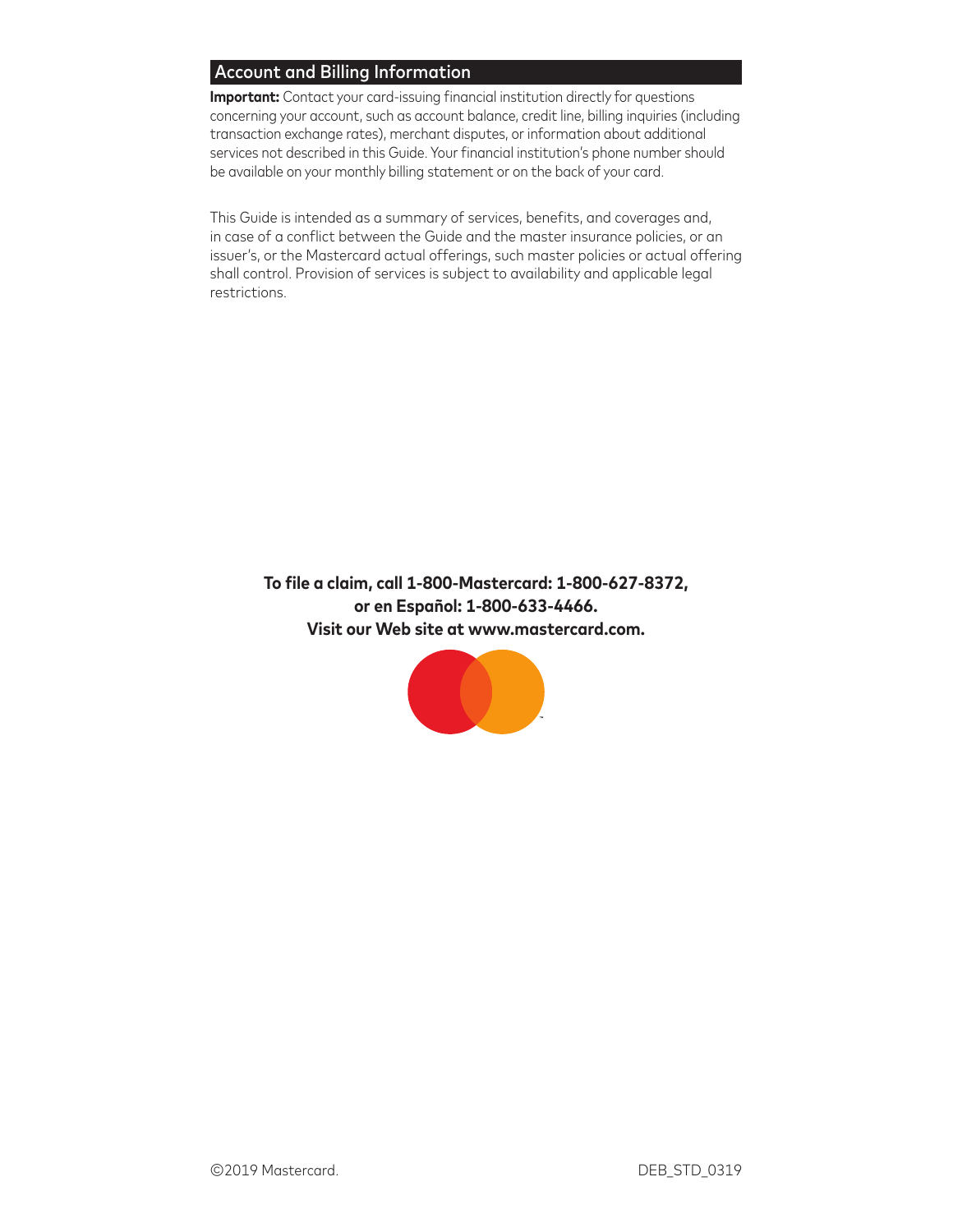## Account and Billing Information

**Important:** Contact your card-issuing financial institution directly for questions concerning your account, such as account balance, credit line, billing inquiries (including transaction exchange rates), merchant disputes, or information about additional services not described in this Guide. Your financial institution's phone number should be available on your monthly billing statement or on the back of your card.

This Guide is intended as a summary of services, benefits, and coverages and, in case of a conflict between the Guide and the master insurance policies, or an issuer's, or the Mastercard actual offerings, such master policies or actual offering shall control. Provision of services is subject to availability and applicable legal restrictions.

**To file a claim, call 1-800-Mastercard: 1-800-627-8372, or en Español: 1-800-633-4466. Visit our Web site at www.mastercard.com.**

©2019 Mastercard.

DEB_STD_0319